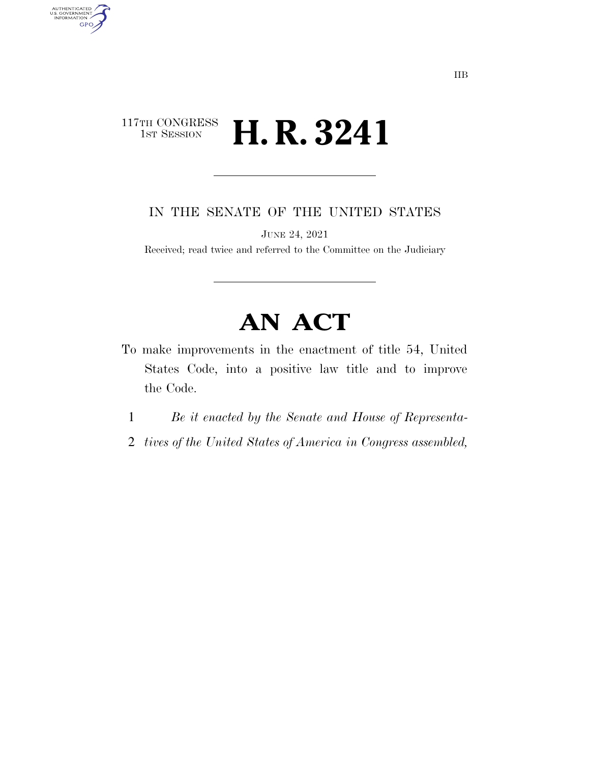IIB

117TH CONGRESS
1ST SESSION

# H. R. 3241

IN THE SENATE OF THE UNITED STATES

JUNE 24, 2021

Received; read twice and referred to the Committee on the Judiciary

# AN ACT

To make improvements in the enactment of title 54, United States Code, into a positive law title and to improve the Code.

1 *Be it enacted by the Senate and House of Representa-*
2 *tives of the United States of America in Congress assembled,*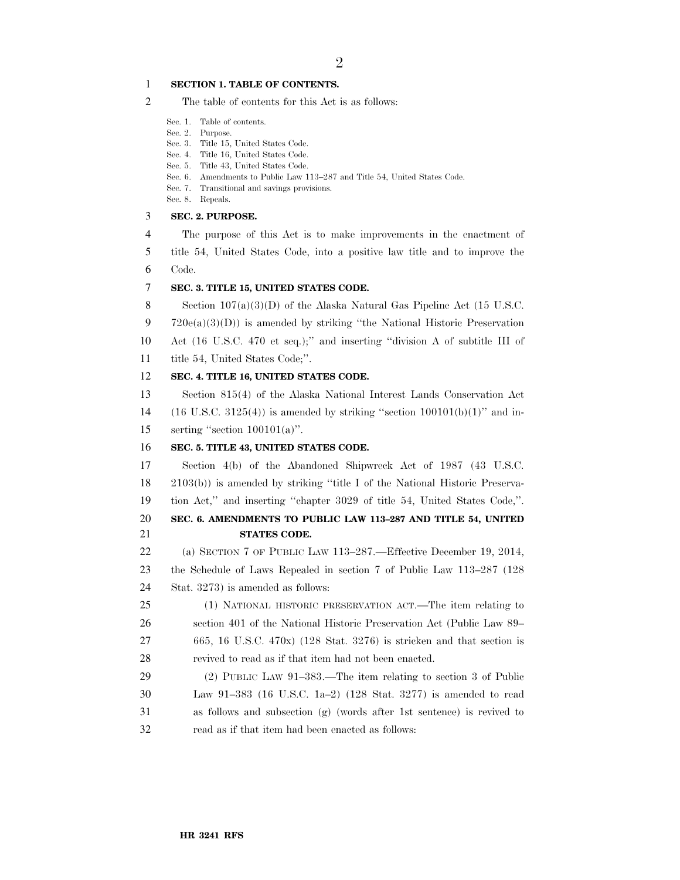**SECTION 1. TABLE OF CONTENTS.**

The table of contents for this Act is as follows:

Sec. 1. Table of contents.
Sec. 2. Purpose.
Sec. 3. Title 15, United States Code.
Sec. 4. Title 16, United States Code.
Sec. 5. Title 43, United States Code.
Sec. 6. Amendments to Public Law 113–287 and Title 54, United States Code.
Sec. 7. Transitional and savings provisions.
Sec. 8. Repeals.

**SEC. 2. PURPOSE.**

The purpose of this Act is to make improvements in the enactment of title 54, United States Code, into a positive law title and to improve the Code.

**SEC. 3. TITLE 15, UNITED STATES CODE.**

Section 107(a)(3)(D) of the Alaska Natural Gas Pipeline Act (15 U.S.C. 720e(a)(3)(D)) is amended by striking ''the National Historic Preservation Act (16 U.S.C. 470 et seq.);'' and inserting ''division A of subtitle III of title 54, United States Code;''.

**SEC. 4. TITLE 16, UNITED STATES CODE.**

Section 815(4) of the Alaska National Interest Lands Conservation Act (16 U.S.C. 3125(4)) is amended by striking ''section 100101(b)(1)'' and inserting ''section 100101(a)''.

**SEC. 5. TITLE 43, UNITED STATES CODE.**

Section 4(b) of the Abandoned Shipwreck Act of 1987 (43 U.S.C. 2103(b)) is amended by striking ''title I of the National Historic Preservation Act,'' and inserting ''chapter 3029 of title 54, United States Code,''.

**SEC. 6. AMENDMENTS TO PUBLIC LAW 113–287 AND TITLE 54, UNITED STATES CODE.**

(a) SECTION 7 OF PUBLIC LAW 113–287.—Effective December 19, 2014, the Schedule of Laws Repealed in section 7 of Public Law 113–287 (128 Stat. 3273) is amended as follows:

(1) NATIONAL HISTORIC PRESERVATION ACT.—The item relating to section 401 of the National Historic Preservation Act (Public Law 89–665, 16 U.S.C. 470x) (128 Stat. 3276) is stricken and that section is revived to read as if that item had not been enacted.

(2) PUBLIC LAW 91–383.—The item relating to section 3 of Public Law 91–383 (16 U.S.C. 1a–2) (128 Stat. 3277) is amended to read as follows and subsection (g) (words after 1st sentence) is revived to read as if that item had been enacted as follows: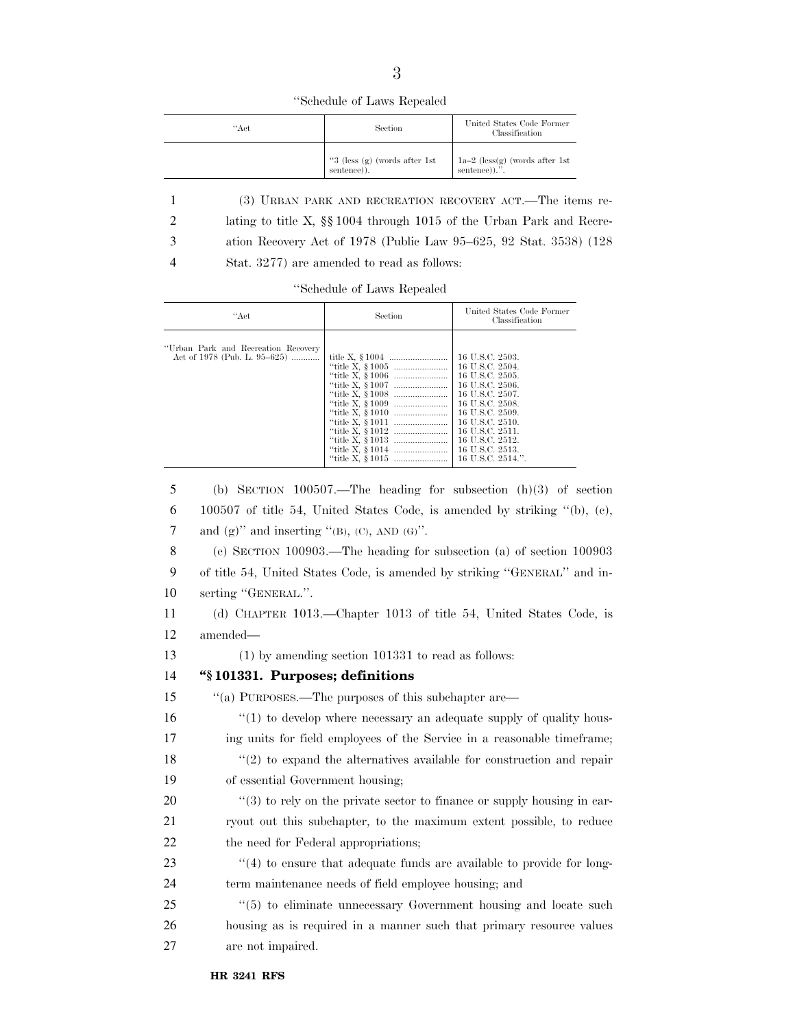"Schedule of Laws Repealed

| "Act | Section | United States Code Former Classification |
|---|---|---|
| | "3 (less (g) (words after 1st sentence)). | 1a–2 (less(g) (words after 1st sentence)).". |

(3) URBAN PARK AND RECREATION RECOVERY ACT.—The items relating to title X, §§ 1004 through 1015 of the Urban Park and Recreation Recovery Act of 1978 (Public Law 95–625, 92 Stat. 3538) (128 Stat. 3277) are amended to read as follows:

"Schedule of Laws Repealed

| "Act | Section | United States Code Former Classification |
|---|---|---|
| "Urban Park and Recreation Recovery Act of 1978 (Pub. L. 95–625) | title X, § 1004 | 16 U.S.C. 2503. |
| | "title X, § 1005 | 16 U.S.C. 2504. |
| | "title X, § 1006 | 16 U.S.C. 2505. |
| | "title X, § 1007 | 16 U.S.C. 2506. |
| | "title X, § 1008 | 16 U.S.C. 2507. |
| | "title X, § 1009 | 16 U.S.C. 2508. |
| | "title X, § 1010 | 16 U.S.C. 2509. |
| | "title X, § 1011 | 16 U.S.C. 2510. |
| | "title X, § 1012 | 16 U.S.C. 2511. |
| | "title X, § 1013 | 16 U.S.C. 2512. |
| | "title X, § 1014 | 16 U.S.C. 2513. |
| | "title X, § 1015 | 16 U.S.C. 2514.". |

(b) SECTION 100507.—The heading for subsection (h)(3) of section 100507 of title 54, United States Code, is amended by striking "(b), (c), and (g)" and inserting "(B), (C), AND (G)".

(c) SECTION 100903.—The heading for subsection (a) of section 100903 of title 54, United States Code, is amended by striking "GENERAL" and inserting "GENERAL.".

(d) CHAPTER 1013.—Chapter 1013 of title 54, United States Code, is amended—

(1) by amending section 101331 to read as follows:

**"§ 101331. Purposes; definitions**

"(a) PURPOSES.—The purposes of this subchapter are—

"(1) to develop where necessary an adequate supply of quality housing units for field employees of the Service in a reasonable timeframe;

"(2) to expand the alternatives available for construction and repair of essential Government housing;

"(3) to rely on the private sector to finance or supply housing in carryout out this subchapter, to the maximum extent possible, to reduce the need for Federal appropriations;

"(4) to ensure that adequate funds are available to provide for long-term maintenance needs of field employee housing; and

"(5) to eliminate unnecessary Government housing and locate such housing as is required in a manner such that primary resource values are not impaired.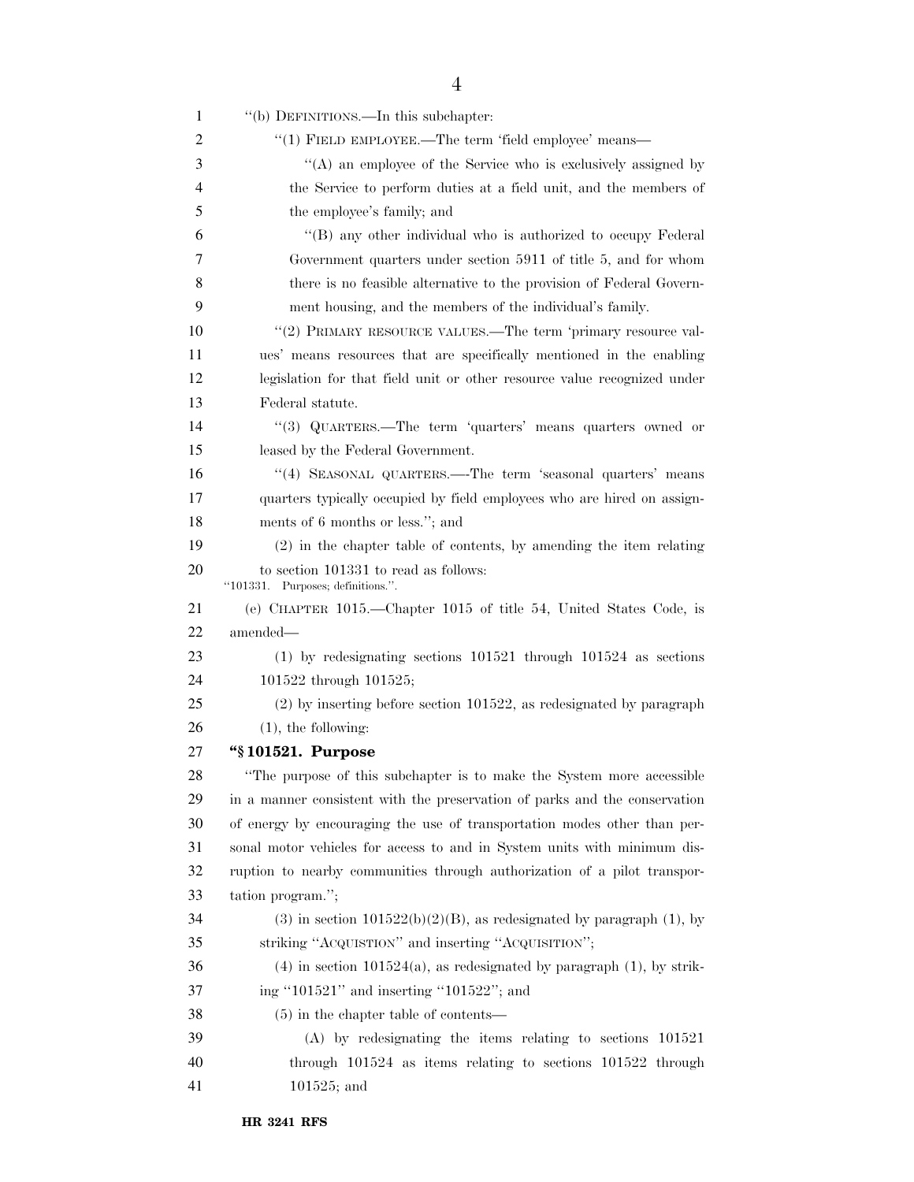"(b) DEFINITIONS.—In this subchapter:

"(1) FIELD EMPLOYEE.—The term 'field employee' means—

"(A) an employee of the Service who is exclusively assigned by the Service to perform duties at a field unit, and the members of the employee's family; and

"(B) any other individual who is authorized to occupy Federal Government quarters under section 5911 of title 5, and for whom there is no feasible alternative to the provision of Federal Government housing, and the members of the individual's family.

"(2) PRIMARY RESOURCE VALUES.—The term 'primary resource values' means resources that are specifically mentioned in the enabling legislation for that field unit or other resource value recognized under Federal statute.

"(3) QUARTERS.—The term 'quarters' means quarters owned or leased by the Federal Government.

"(4) SEASONAL QUARTERS.—-The term 'seasonal quarters' means quarters typically occupied by field employees who are hired on assignments of 6 months or less."; and

(2) in the chapter table of contents, by amending the item relating to section 101331 to read as follows:

"101331. Purposes; definitions.".

(e) CHAPTER 1015.—Chapter 1015 of title 54, United States Code, is amended—

(1) by redesignating sections 101521 through 101524 as sections 101522 through 101525;

(2) by inserting before section 101522, as redesignated by paragraph (1), the following:

**"§ 101521. Purpose**

"The purpose of this subchapter is to make the System more accessible in a manner consistent with the preservation of parks and the conservation of energy by encouraging the use of transportation modes other than personal motor vehicles for access to and in System units with minimum disruption to nearby communities through authorization of a pilot transportation program.";

(3) in section 101522(b)(2)(B), as redesignated by paragraph (1), by striking "ACQUISTION" and inserting "ACQUISITION";

(4) in section 101524(a), as redesignated by paragraph (1), by striking "101521" and inserting "101522"; and

(5) in the chapter table of contents—

(A) by redesignating the items relating to sections 101521 through 101524 as items relating to sections 101522 through 101525; and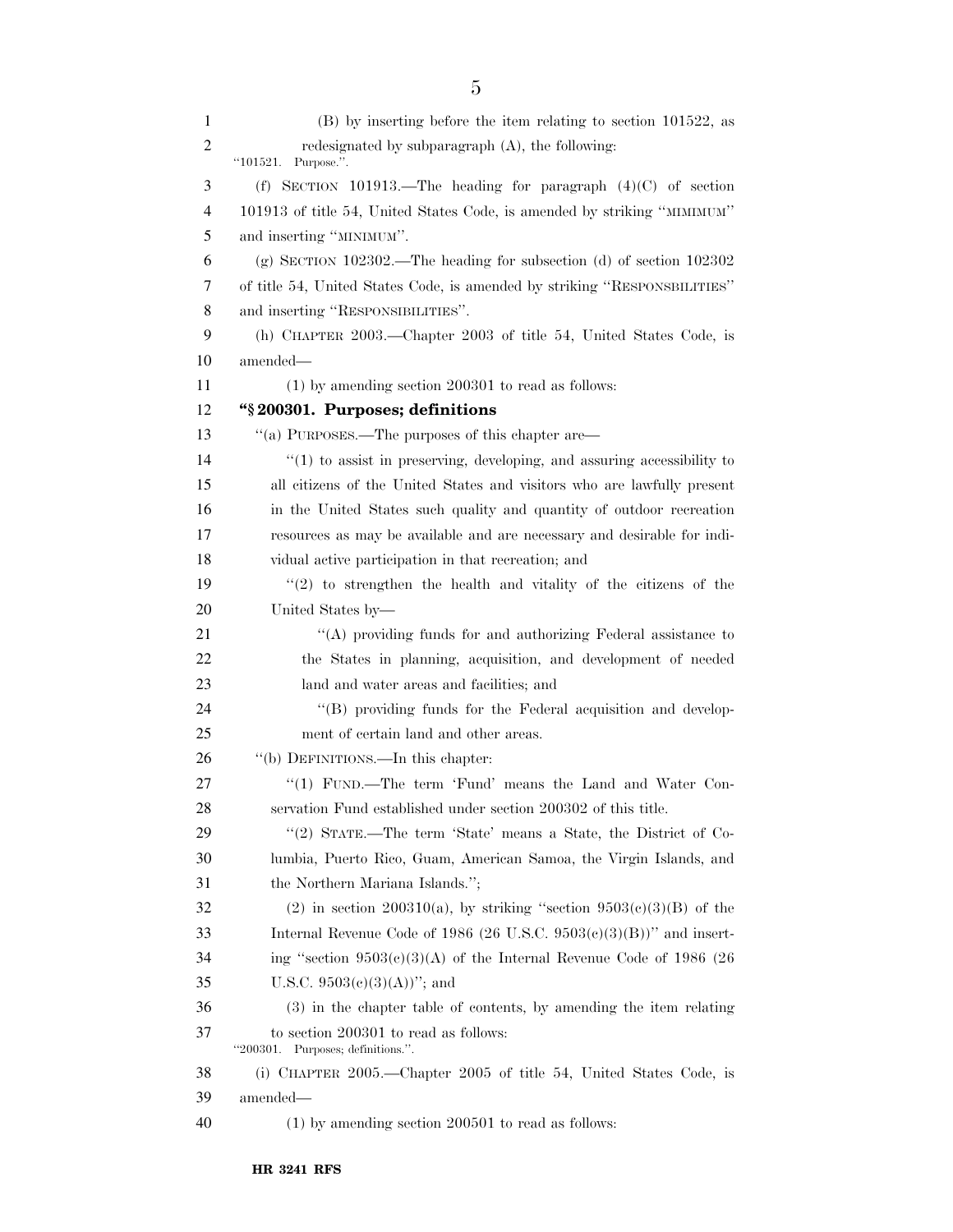(B) by inserting before the item relating to section 101522, as redesignated by subparagraph (A), the following:

"101521. Purpose.".

(f) SECTION 101913.—The heading for paragraph (4)(C) of section 101913 of title 54, United States Code, is amended by striking "MIMIMUM" and inserting "MINIMUM".

(g) SECTION 102302.—The heading for subsection (d) of section 102302 of title 54, United States Code, is amended by striking "RESPONSBILITIES" and inserting "RESPONSIBILITIES".

(h) CHAPTER 2003.—Chapter 2003 of title 54, United States Code, is amended—

(1) by amending section 200301 to read as follows:

**"§ 200301. Purposes; definitions**

"(a) PURPOSES.—The purposes of this chapter are—

"(1) to assist in preserving, developing, and assuring accessibility to all citizens of the United States and visitors who are lawfully present in the United States such quality and quantity of outdoor recreation resources as may be available and are necessary and desirable for individual active participation in that recreation; and

"(2) to strengthen the health and vitality of the citizens of the United States by—

"(A) providing funds for and authorizing Federal assistance to the States in planning, acquisition, and development of needed land and water areas and facilities; and

"(B) providing funds for the Federal acquisition and development of certain land and other areas.

"(b) DEFINITIONS.—In this chapter:

"(1) FUND.—The term 'Fund' means the Land and Water Conservation Fund established under section 200302 of this title.

"(2) STATE.—The term 'State' means a State, the District of Columbia, Puerto Rico, Guam, American Samoa, the Virgin Islands, and the Northern Mariana Islands.";

(2) in section 200310(a), by striking "section 9503(c)(3)(B) of the Internal Revenue Code of 1986 (26 U.S.C. 9503(c)(3)(B))" and inserting "section 9503(c)(3)(A) of the Internal Revenue Code of 1986 (26 U.S.C. 9503(c)(3)(A))"; and

(3) in the chapter table of contents, by amending the item relating to section 200301 to read as follows:

"200301. Purposes; definitions.".

(i) CHAPTER 2005.—Chapter 2005 of title 54, United States Code, is amended—

(1) by amending section 200501 to read as follows: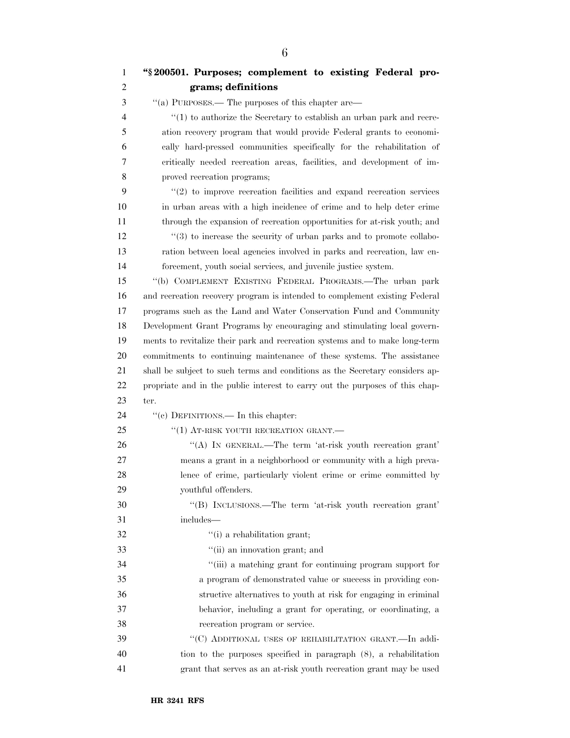**"§ 200501. Purposes; complement to existing Federal programs; definitions**

"(a) PURPOSES.— The purposes of this chapter are—

"(1) to authorize the Secretary to establish an urban park and recreation recovery program that would provide Federal grants to economically hard-pressed communities specifically for the rehabilitation of critically needed recreation areas, facilities, and development of improved recreation programs;

"(2) to improve recreation facilities and expand recreation services in urban areas with a high incidence of crime and to help deter crime through the expansion of recreation opportunities for at-risk youth; and

"(3) to increase the security of urban parks and to promote collaboration between local agencies involved in parks and recreation, law enforcement, youth social services, and juvenile justice system.

"(b) COMPLEMENT EXISTING FEDERAL PROGRAMS.—The urban park and recreation recovery program is intended to complement existing Federal programs such as the Land and Water Conservation Fund and Community Development Grant Programs by encouraging and stimulating local governments to revitalize their park and recreation systems and to make long-term commitments to continuing maintenance of these systems. The assistance shall be subject to such terms and conditions as the Secretary considers appropriate and in the public interest to carry out the purposes of this chapter.

"(c) DEFINITIONS.— In this chapter:

"(1) AT-RISK YOUTH RECREATION GRANT.—

"(A) IN GENERAL.—The term 'at-risk youth recreation grant' means a grant in a neighborhood or community with a high prevalence of crime, particularly violent crime or crime committed by youthful offenders.

"(B) INCLUSIONS.—The term 'at-risk youth recreation grant' includes—

"(i) a rehabilitation grant;

"(ii) an innovation grant; and

"(iii) a matching grant for continuing program support for a program of demonstrated value or success in providing constructive alternatives to youth at risk for engaging in criminal behavior, including a grant for operating, or coordinating, a recreation program or service.

"(C) ADDITIONAL USES OF REHABILITATION GRANT.—In addition to the purposes specified in paragraph (8), a rehabilitation grant that serves as an at-risk youth recreation grant may be used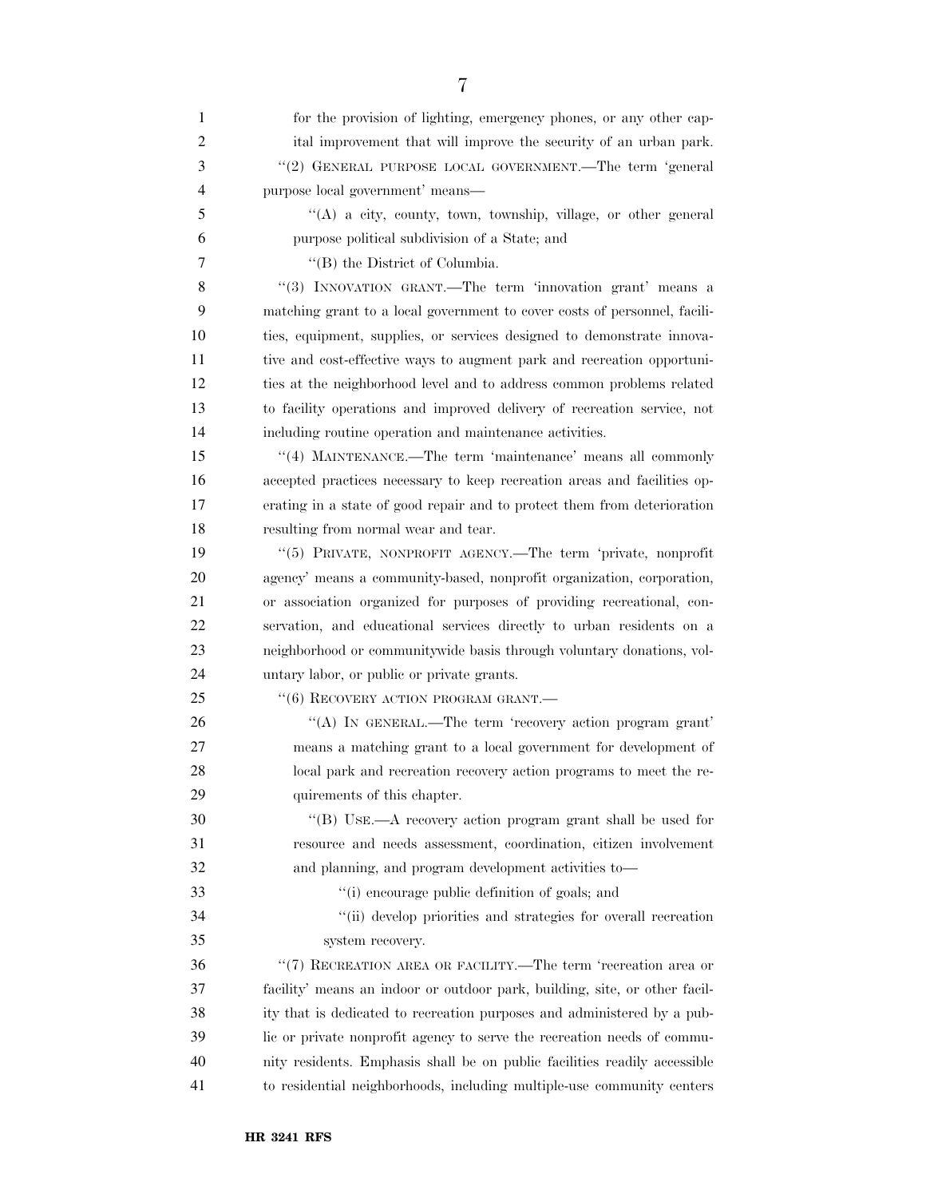for the provision of lighting, emergency phones, or any other capital improvement that will improve the security of an urban park.

''(2) GENERAL PURPOSE LOCAL GOVERNMENT.—The term 'general purpose local government' means—

''(A) a city, county, town, township, village, or other general purpose political subdivision of a State; and

''(B) the District of Columbia.

''(3) INNOVATION GRANT.—The term 'innovation grant' means a matching grant to a local government to cover costs of personnel, facilities, equipment, supplies, or services designed to demonstrate innovative and cost-effective ways to augment park and recreation opportunities at the neighborhood level and to address common problems related to facility operations and improved delivery of recreation service, not including routine operation and maintenance activities.

''(4) MAINTENANCE.—The term 'maintenance' means all commonly accepted practices necessary to keep recreation areas and facilities operating in a state of good repair and to protect them from deterioration resulting from normal wear and tear.

''(5) PRIVATE, NONPROFIT AGENCY.—The term 'private, nonprofit agency' means a community-based, nonprofit organization, corporation, or association organized for purposes of providing recreational, conservation, and educational services directly to urban residents on a neighborhood or communitywide basis through voluntary donations, voluntary labor, or public or private grants.

''(6) RECOVERY ACTION PROGRAM GRANT.—

''(A) IN GENERAL.—The term 'recovery action program grant' means a matching grant to a local government for development of local park and recreation recovery action programs to meet the requirements of this chapter.

''(B) USE.—A recovery action program grant shall be used for resource and needs assessment, coordination, citizen involvement and planning, and program development activities to—

''(i) encourage public definition of goals; and

''(ii) develop priorities and strategies for overall recreation system recovery.

''(7) RECREATION AREA OR FACILITY.—The term 'recreation area or facility' means an indoor or outdoor park, building, site, or other facility that is dedicated to recreation purposes and administered by a public or private nonprofit agency to serve the recreation needs of community residents. Emphasis shall be on public facilities readily accessible to residential neighborhoods, including multiple-use community centers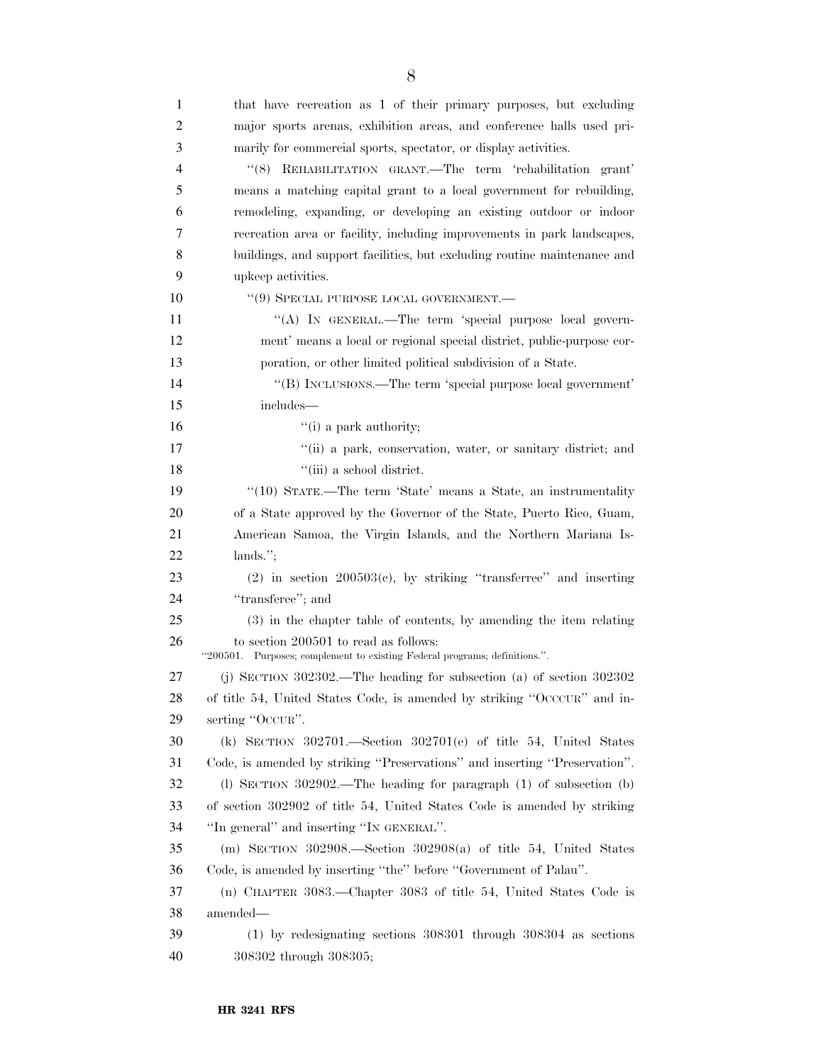that have recreation as 1 of their primary purposes, but excluding major sports arenas, exhibition areas, and conference halls used primarily for commercial sports, spectator, or display activities.

"(8) REHABILITATION GRANT.—The term 'rehabilitation grant' means a matching capital grant to a local government for rebuilding, remodeling, expanding, or developing an existing outdoor or indoor recreation area or facility, including improvements in park landscapes, buildings, and support facilities, but excluding routine maintenance and upkeep activities.

"(9) SPECIAL PURPOSE LOCAL GOVERNMENT.—

"(A) IN GENERAL.—The term 'special purpose local government' means a local or regional special district, public-purpose corporation, or other limited political subdivision of a State.

"(B) INCLUSIONS.—The term 'special purpose local government' includes—

"(i) a park authority;

"(ii) a park, conservation, water, or sanitary district; and

"(iii) a school district.

"(10) STATE.—The term 'State' means a State, an instrumentality of a State approved by the Governor of the State, Puerto Rico, Guam, American Samoa, the Virgin Islands, and the Northern Mariana Islands.";

(2) in section 200503(c), by striking "transferree" and inserting "transferee"; and

(3) in the chapter table of contents, by amending the item relating to section 200501 to read as follows:

"200501. Purposes; complement to existing Federal programs; definitions.".

(j) SECTION 302302.—The heading for subsection (a) of section 302302 of title 54, United States Code, is amended by striking "OCCCUR" and inserting "OCCUR".

(k) SECTION 302701.—Section 302701(e) of title 54, United States Code, is amended by striking "Preservations" and inserting "Preservation".

(l) SECTION 302902.—The heading for paragraph (1) of subsection (b) of section 302902 of title 54, United States Code is amended by striking "In general" and inserting "IN GENERAL".

(m) SECTION 302908.—Section 302908(a) of title 54, United States Code, is amended by inserting "the" before "Government of Palau".

(n) CHAPTER 3083.—Chapter 3083 of title 54, United States Code is amended—

(1) by redesignating sections 308301 through 308304 as sections 308302 through 308305;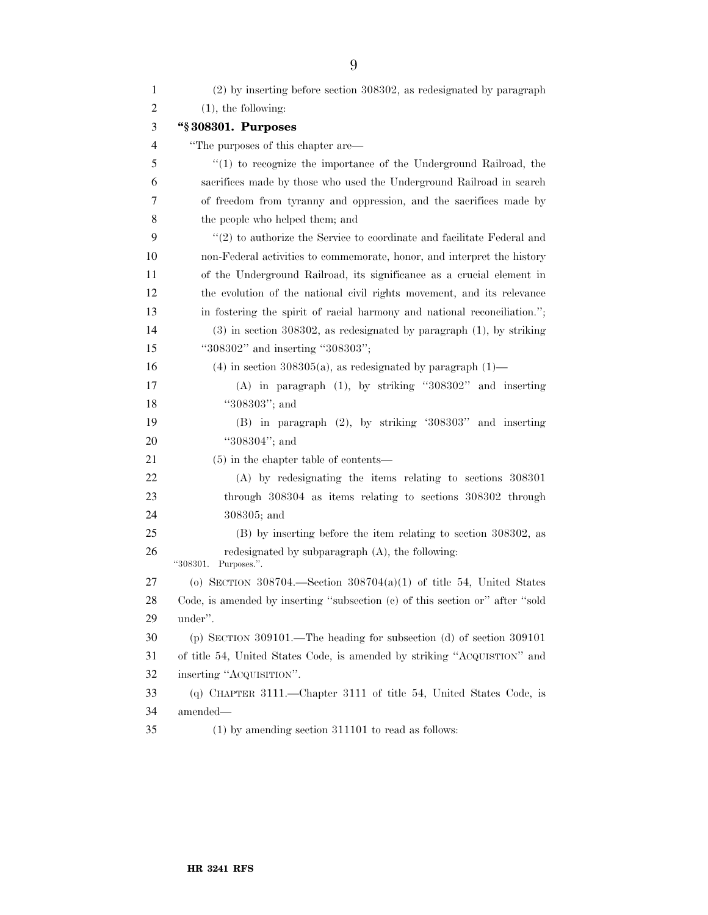(2) by inserting before section 308302, as redesignated by paragraph (1), the following:

**"§ 308301. Purposes**

"The purposes of this chapter are—

"(1) to recognize the importance of the Underground Railroad, the sacrifices made by those who used the Underground Railroad in search of freedom from tyranny and oppression, and the sacrifices made by the people who helped them; and

"(2) to authorize the Service to coordinate and facilitate Federal and non-Federal activities to commemorate, honor, and interpret the history of the Underground Railroad, its significance as a crucial element in the evolution of the national civil rights movement, and its relevance in fostering the spirit of racial harmony and national reconciliation.";

(3) in section 308302, as redesignated by paragraph (1), by striking "308302" and inserting "308303";

(4) in section 308305(a), as redesignated by paragraph (1)—

(A) in paragraph (1), by striking "308302" and inserting "308303"; and

(B) in paragraph (2), by striking '308303" and inserting "308304"; and

(5) in the chapter table of contents—

(A) by redesignating the items relating to sections 308301 through 308304 as items relating to sections 308302 through 308305; and

(B) by inserting before the item relating to section 308302, as redesignated by subparagraph (A), the following:

"308301. Purposes.".

(o) SECTION 308704.—Section 308704(a)(1) of title 54, United States Code, is amended by inserting "subsection (c) of this section or" after "sold under".

(p) SECTION 309101.—The heading for subsection (d) of section 309101 of title 54, United States Code, is amended by striking "ACQUISTION" and inserting "ACQUISITION".

(q) CHAPTER 3111.—Chapter 3111 of title 54, United States Code, is amended—

(1) by amending section 311101 to read as follows: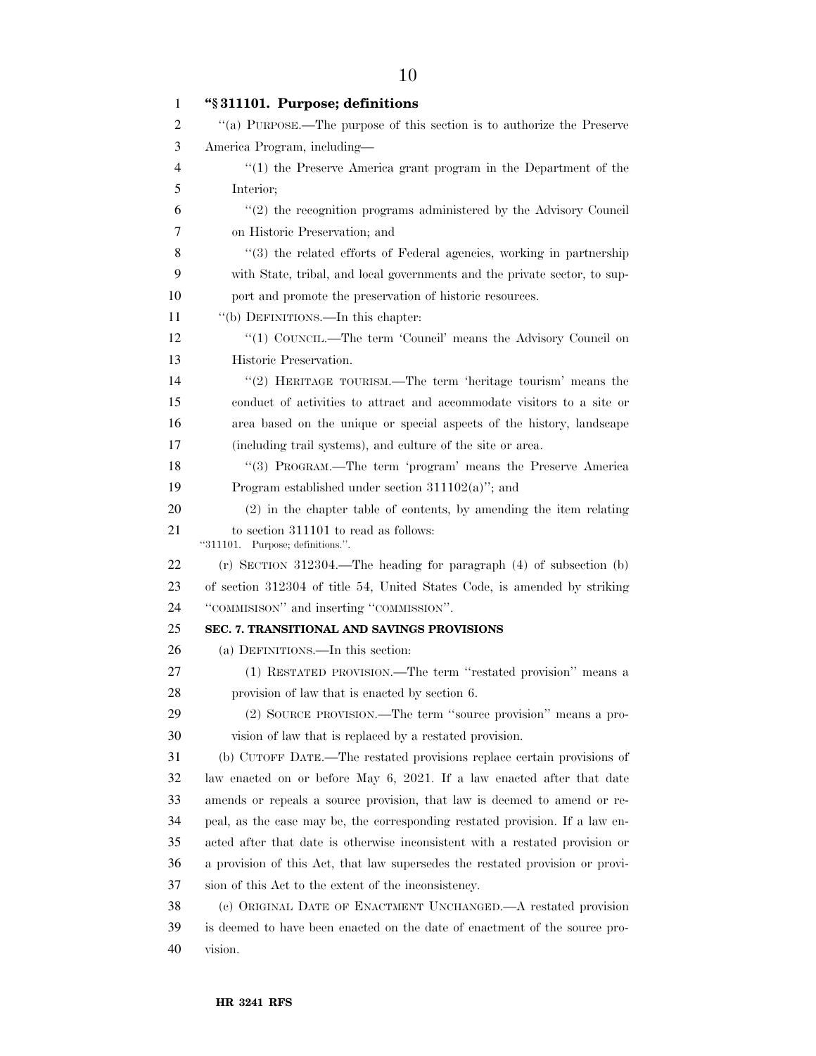**"§ 311101. Purpose; definitions**

"(a) PURPOSE.—The purpose of this section is to authorize the Preserve America Program, including—

"(1) the Preserve America grant program in the Department of the Interior;

"(2) the recognition programs administered by the Advisory Council on Historic Preservation; and

"(3) the related efforts of Federal agencies, working in partnership with State, tribal, and local governments and the private sector, to support and promote the preservation of historic resources.

"(b) DEFINITIONS.—In this chapter:

"(1) COUNCIL.—The term 'Council' means the Advisory Council on Historic Preservation.

"(2) HERITAGE TOURISM.—The term 'heritage tourism' means the conduct of activities to attract and accommodate visitors to a site or area based on the unique or special aspects of the history, landscape (including trail systems), and culture of the site or area.

"(3) PROGRAM.—The term 'program' means the Preserve America Program established under section 311102(a)"; and

(2) in the chapter table of contents, by amending the item relating to section 311101 to read as follows:

"311101. Purpose; definitions.".

(r) SECTION 312304.—The heading for paragraph (4) of subsection (b) of section 312304 of title 54, United States Code, is amended by striking "COMMISISON" and inserting "COMMISSION".

**SEC. 7. TRANSITIONAL AND SAVINGS PROVISIONS**

(a) DEFINITIONS.—In this section:

(1) RESTATED PROVISION.—The term "restated provision" means a provision of law that is enacted by section 6.

(2) SOURCE PROVISION.—The term "source provision" means a provision of law that is replaced by a restated provision.

(b) CUTOFF DATE.—The restated provisions replace certain provisions of law enacted on or before May 6, 2021. If a law enacted after that date amends or repeals a source provision, that law is deemed to amend or repeal, as the case may be, the corresponding restated provision. If a law enacted after that date is otherwise inconsistent with a restated provision or a provision of this Act, that law supersedes the restated provision or provision of this Act to the extent of the inconsistency.

(c) ORIGINAL DATE OF ENACTMENT UNCHANGED.—A restated provision is deemed to have been enacted on the date of enactment of the source provision.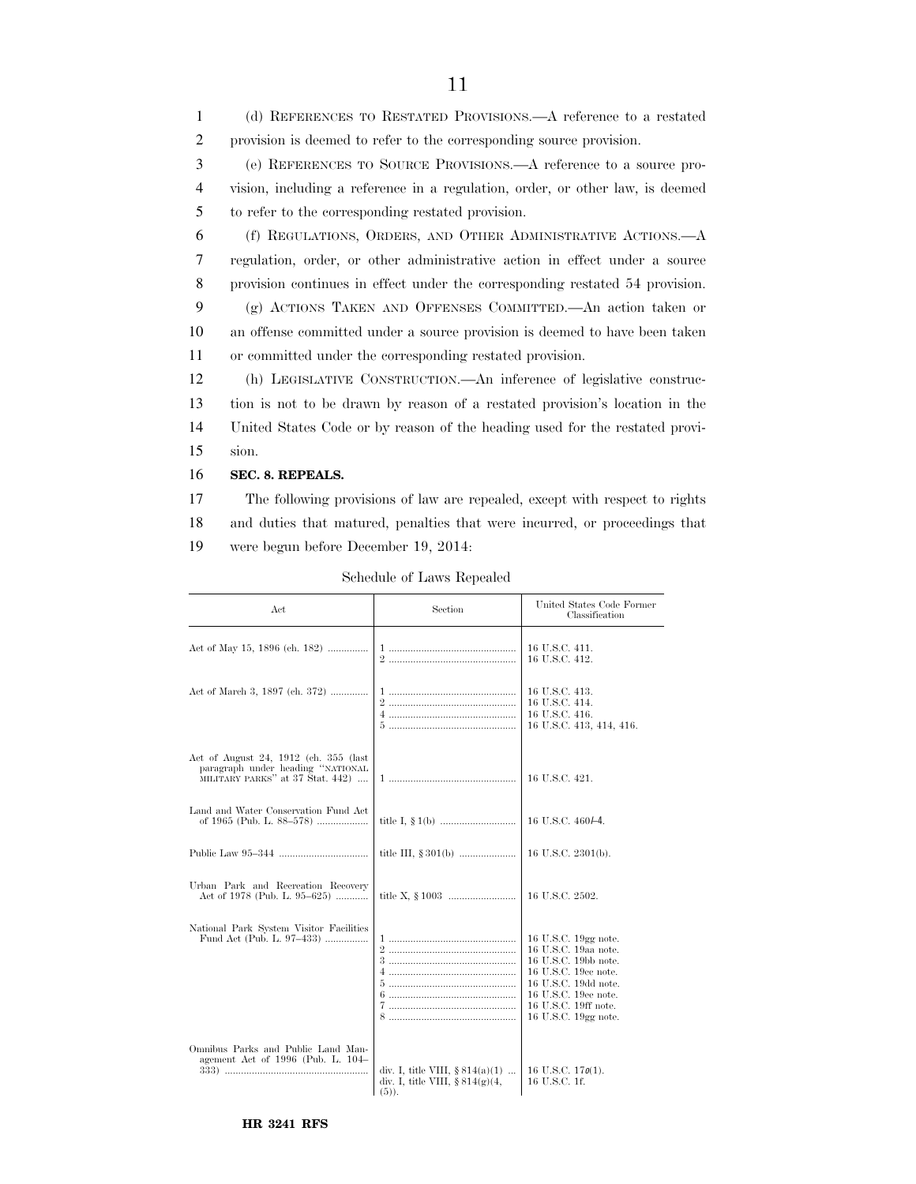(d) REFERENCES TO RESTATED PROVISIONS.—A reference to a restated provision is deemed to refer to the corresponding source provision.

(e) REFERENCES TO SOURCE PROVISIONS.—A reference to a source provision, including a reference in a regulation, order, or other law, is deemed to refer to the corresponding restated provision.

(f) REGULATIONS, ORDERS, AND OTHER ADMINISTRATIVE ACTIONS.—A regulation, order, or other administrative action in effect under a source provision continues in effect under the corresponding restated 54 provision.

(g) ACTIONS TAKEN AND OFFENSES COMMITTED.—An action taken or an offense committed under a source provision is deemed to have been taken or committed under the corresponding restated provision.

(h) LEGISLATIVE CONSTRUCTION.—An inference of legislative construction is not to be drawn by reason of a restated provision's location in the United States Code or by reason of the heading used for the restated provision.

**SEC. 8. REPEALS.**

The following provisions of law are repealed, except with respect to rights and duties that matured, penalties that were incurred, or proceedings that were begun before December 19, 2014:

Schedule of Laws Repealed

| Act | Section | United States Code Former Classification |
|---|---|---|
| Act of May 15, 1896 (ch. 182) | 1 | 16 U.S.C. 411. |
| | 2 | 16 U.S.C. 412. |
| Act of March 3, 1897 (ch. 372) | 1 | 16 U.S.C. 413. |
| | 2 | 16 U.S.C. 414. |
| | 4 | 16 U.S.C. 416. |
| | 5 | 16 U.S.C. 413, 414, 416. |
| Act of August 24, 1912 (ch. 355 (last paragraph under heading "NATIONAL MILITARY PARKS" at 37 Stat. 442) | 1 | 16 U.S.C. 421. |
| Land and Water Conservation Fund Act of 1965 (Pub. L. 88–578) | title I, § 1(b) | 16 U.S.C. 460*l*–4. |
| Public Law 95–344 | title III, § 301(b) | 16 U.S.C. 2301(b). |
| Urban Park and Recreation Recovery Act of 1978 (Pub. L. 95–625) | title X, § 1003 | 16 U.S.C. 2502. |
| National Park System Visitor Facilities Fund Act (Pub. L. 97–433) | 1 | 16 U.S.C. 19gg note. |
| | 2 | 16 U.S.C. 19aa note. |
| | 3 | 16 U.S.C. 19bb note. |
| | 4 | 16 U.S.C. 19cc note. |
| | 5 | 16 U.S.C. 19dd note. |
| | 6 | 16 U.S.C. 19ee note. |
| | 7 | 16 U.S.C. 19ff note. |
| | 8 | 16 U.S.C. 19gg note. |
| Omnibus Parks and Public Land Management Act of 1996 (Pub. L. 104–333) | div. I, title VIII, § 814(a)(1) | 16 U.S.C. 17*o*(1). |
| | div. I, title VIII, § 814(g)(4, (5)). | 16 U.S.C. 1f. |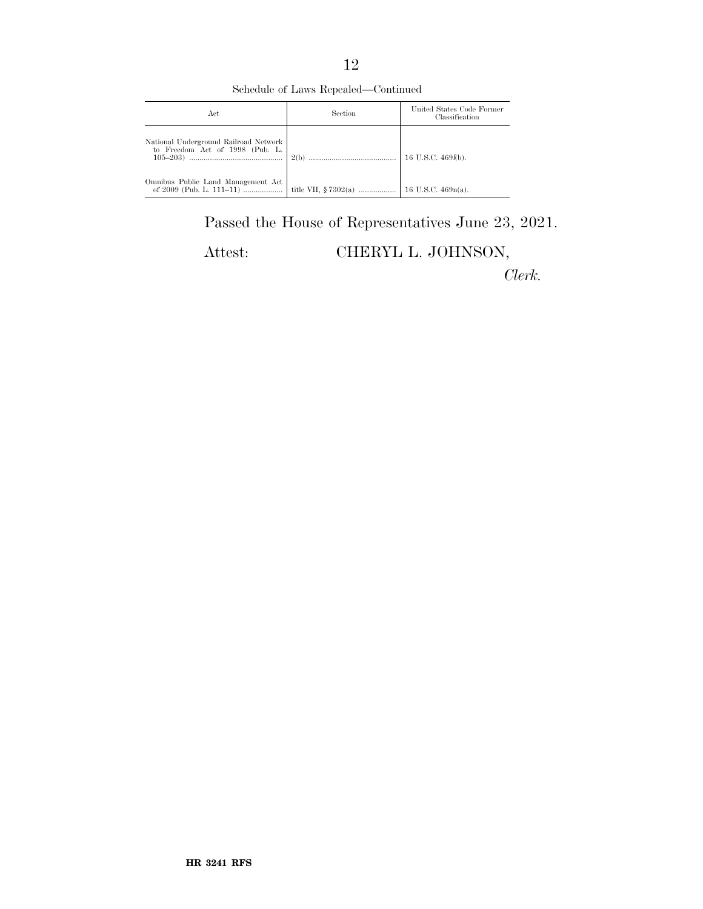Schedule of Laws Repealed—Continued

| Act | Section | United States Code Former Classification |
|---|---|---|
| National Underground Railroad Network to Freedom Act of 1998 (Pub. L. 105–203) | 2(b) | 16 U.S.C. 469l(b). |
| Omnibus Public Land Management Act of 2009 (Pub. L. 111–11) | title VII, § 7302(a) | 16 U.S.C. 469n(a). |

Passed the House of Representatives June 23, 2021.

Attest: CHERYL L. JOHNSON,

*Clerk.*